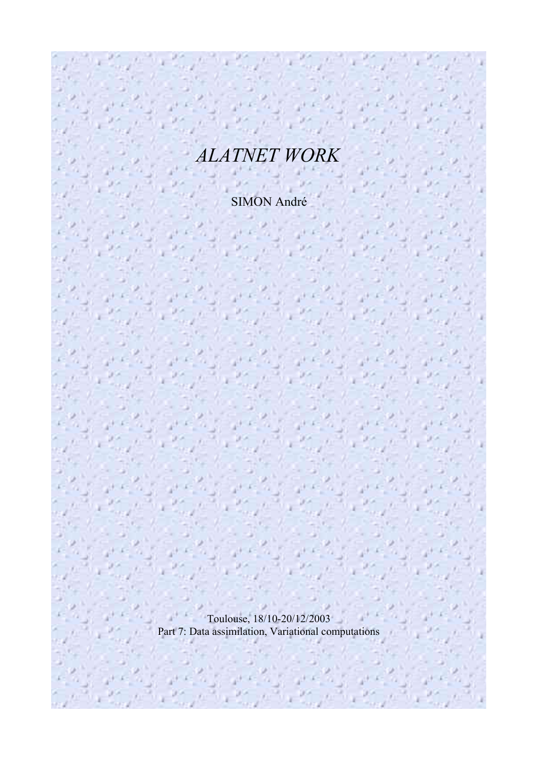# *ALATNET WORK*

SIMON André

Toulouse, 18/10-20/12/2003

Part 7: Data assimilation, Variational computations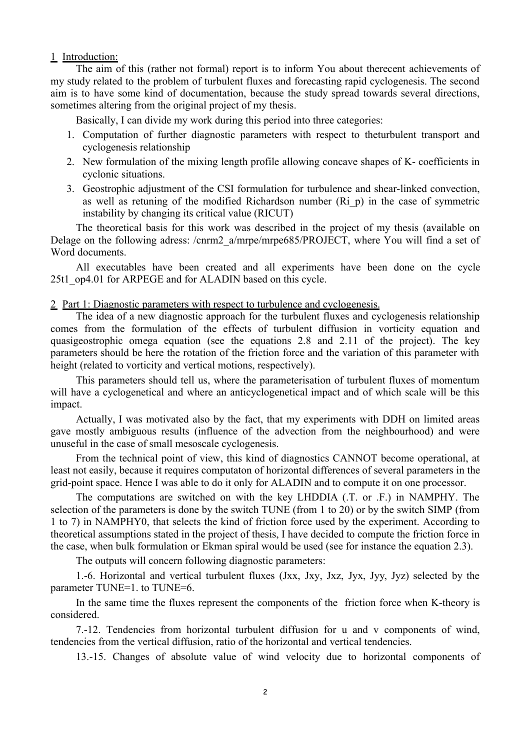## 1 Introduction:

The aim of this (rather not formal) report is to inform You about therecent achievements of my study related to the problem of turbulent fluxes and forecasting rapid cyclogenesis. The second aim is to have some kind of documentation, because the study spread towards several directions, sometimes altering from the original project of my thesis.

Basically, I can divide my work during this period into three categories:

1. Computation of further diagnostic parameters with respect to theturbulent transport and cyclogenesis relationship
2. New formulation of the mixing length profile allowing concave shapes of K- coefficients in cyclonic situations.
3. Geostrophic adjustment of the CSI formulation for turbulence and shear-linked convection, as well as retuning of the modified Richardson number (Ri_p) in the case of symmetric instability by changing its critical value (RICUT)

The theoretical basis for this work was described in the project of my thesis (available on Delage on the following adress: /cnrm2_a/mrpe/mrpe685/PROJECT, where You will find a set of Word documents.

All executables have been created and all experiments have been done on the cycle 25t1_op4.01 for ARPEGE and for ALADIN based on this cycle.

## 2 Part 1: Diagnostic parameters with respect to turbulence and cyclogenesis.

The idea of a new diagnostic approach for the turbulent fluxes and cyclogenesis relationship comes from the formulation of the effects of turbulent diffusion in vorticity equation and quasigeostrophic omega equation (see the equations 2.8 and 2.11 of the project). The key parameters should be here the rotation of the friction force and the variation of this parameter with height (related to vorticity and vertical motions, respectively).

This parameters should tell us, where the parameterisation of turbulent fluxes of momentum will have a cyclogenetical and where an anticyclogenetical impact and of which scale will be this impact.

Actually, I was motivated also by the fact, that my experiments with DDH on limited areas gave mostly ambiguous results (influence of the advection from the neighbourhood) and were unuseful in the case of small mesoscale cyclogenesis.

From the technical point of view, this kind of diagnostics CANNOT become operational, at least not easily, because it requires computaton of horizontal differences of several parameters in the grid-point space. Hence I was able to do it only for ALADIN and to compute it on one processor.

The computations are switched on with the key LHDDIA (.T. or .F.) in NAMPHY. The selection of the parameters is done by the switch TUNE (from 1 to 20) or by the switch SIMP (from 1 to 7) in NAMPHY0, that selects the kind of friction force used by the experiment. According to theoretical assumptions stated in the project of thesis, I have decided to compute the friction force in the case, when bulk formulation or Ekman spiral would be used (see for instance the equation 2.3).

The outputs will concern following diagnostic parameters:

1.-6. Horizontal and vertical turbulent fluxes (Jxx, Jxy, Jxz, Jyx, Jyy, Jyz) selected by the parameter TUNE=1. to TUNE=6.

In the same time the fluxes represent the components of the friction force when K-theory is considered.

7.-12. Tendencies from horizontal turbulent diffusion for u and v components of wind, tendencies from the vertical diffusion, ratio of the horizontal and vertical tendencies.

13.-15. Changes of absolute value of wind velocity due to horizontal components of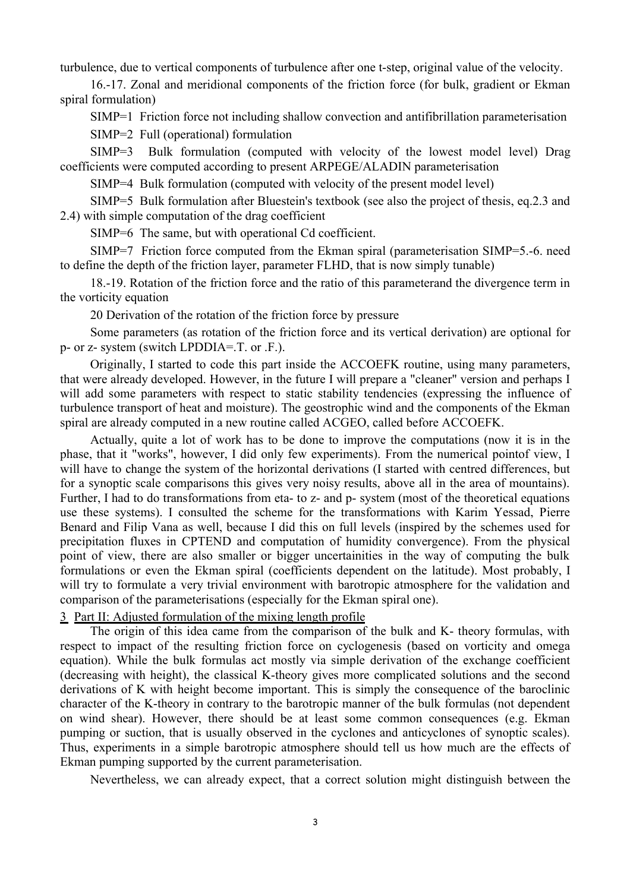turbulence, due to vertical components of turbulence after one t-step, original value of the velocity.

16.-17. Zonal and meridional components of the friction force (for bulk, gradient or Ekman spiral formulation)

SIMP=1 Friction force not including shallow convection and antifibrillation parameterisation

SIMP=2 Full (operational) formulation

SIMP=3 Bulk formulation (computed with velocity of the lowest model level) Drag coefficients were computed according to present ARPEGE/ALADIN parameterisation

SIMP=4 Bulk formulation (computed with velocity of the present model level)

SIMP=5 Bulk formulation after Bluestein's textbook (see also the project of thesis, eq.2.3 and 2.4) with simple computation of the drag coefficient

SIMP=6 The same, but with operational Cd coefficient.

SIMP=7 Friction force computed from the Ekman spiral (parameterisation SIMP=5.-6. need to define the depth of the friction layer, parameter FLHD, that is now simply tunable)

18.-19. Rotation of the friction force and the ratio of this parameterand the divergence term in the vorticity equation

20 Derivation of the rotation of the friction force by pressure

Some parameters (as rotation of the friction force and its vertical derivation) are optional for p- or z- system (switch LPDDIA=.T. or .F.).

Originally, I started to code this part inside the ACCOEFK routine, using many parameters, that were already developed. However, in the future I will prepare a "cleaner" version and perhaps I will add some parameters with respect to static stability tendencies (expressing the influence of turbulence transport of heat and moisture). The geostrophic wind and the components of the Ekman spiral are already computed in a new routine called ACGEO, called before ACCOEFK.

Actually, quite a lot of work has to be done to improve the computations (now it is in the phase, that it "works", however, I did only few experiments). From the numerical pointof view, I will have to change the system of the horizontal derivations (I started with centred differences, but for a synoptic scale comparisons this gives very noisy results, above all in the area of mountains). Further, I had to do transformations from eta- to z- and p- system (most of the theoretical equations use these systems). I consulted the scheme for the transformations with Karim Yessad, Pierre Benard and Filip Vana as well, because I did this on full levels (inspired by the schemes used for precipitation fluxes in CPTEND and computation of humidity convergence). From the physical point of view, there are also smaller or bigger uncertainities in the way of computing the bulk formulations or even the Ekman spiral (coefficients dependent on the latitude). Most probably, I will try to formulate a very trivial environment with barotropic atmosphere for the validation and comparison of the parameterisations (especially for the Ekman spiral one).

## 3 Part II: Adjusted formulation of the mixing length profile

The origin of this idea came from the comparison of the bulk and K- theory formulas, with respect to impact of the resulting friction force on cyclogenesis (based on vorticity and omega equation). While the bulk formulas act mostly via simple derivation of the exchange coefficient (decreasing with height), the classical K-theory gives more complicated solutions and the second derivations of K with height become important. This is simply the consequence of the baroclinic character of the K-theory in contrary to the barotropic manner of the bulk formulas (not dependent on wind shear). However, there should be at least some common consequences (e.g. Ekman pumping or suction, that is usually observed in the cyclones and anticyclones of synoptic scales). Thus, experiments in a simple barotropic atmosphere should tell us how much are the effects of Ekman pumping supported by the current parameterisation.

Nevertheless, we can already expect, that a correct solution might distinguish between the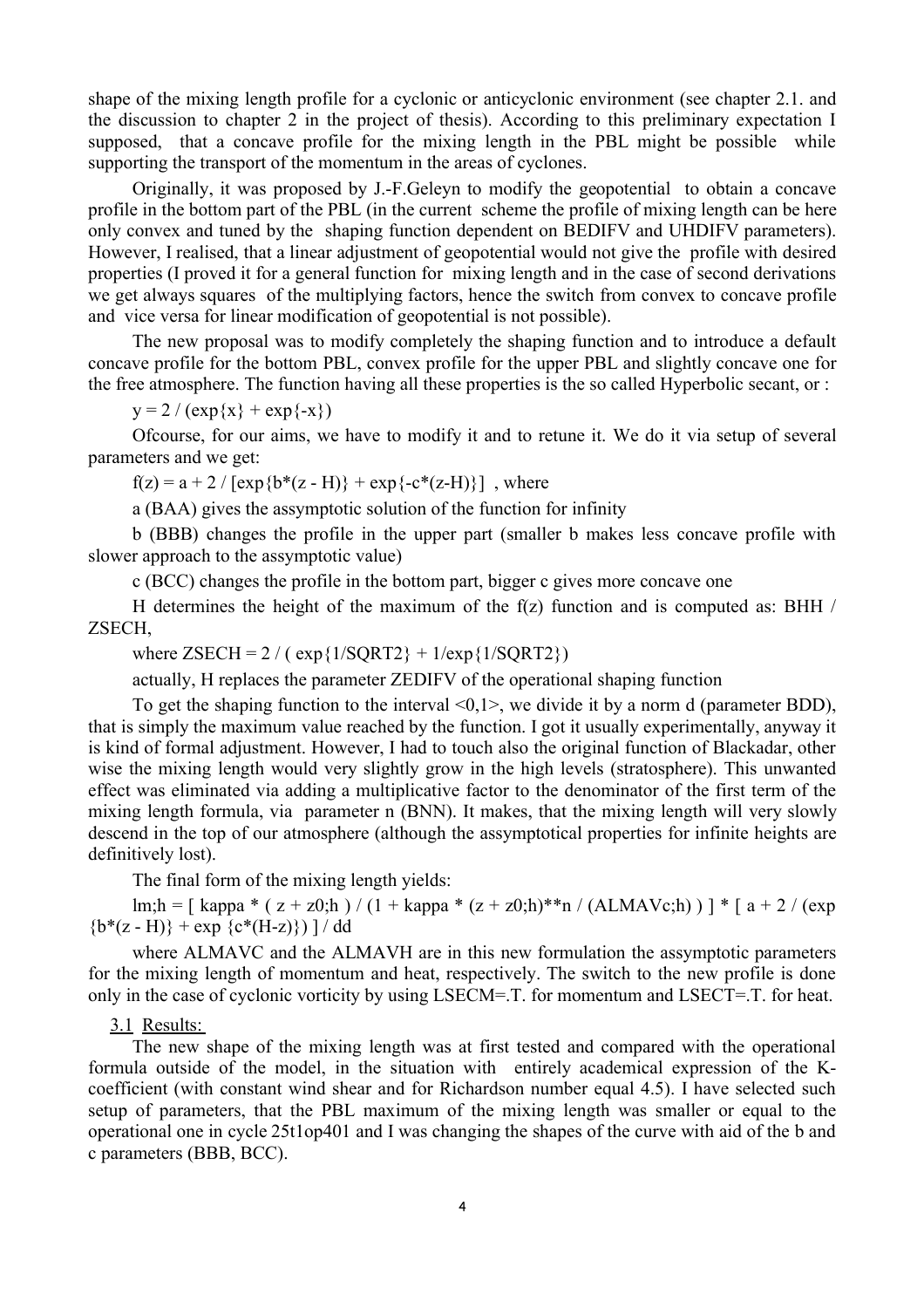shape of the mixing length profile for a cyclonic or anticyclonic environment (see chapter 2.1. and the discussion to chapter 2 in the project of thesis). According to this preliminary expectation I supposed, that a concave profile for the mixing length in the PBL might be possible while supporting the transport of the momentum in the areas of cyclones.

Originally, it was proposed by J.-F.Geleyn to modify the geopotential to obtain a concave profile in the bottom part of the PBL (in the current scheme the profile of mixing length can be here only convex and tuned by the shaping function dependent on BEDIFV and UHDIFV parameters). However, I realised, that a linear adjustment of geopotential would not give the profile with desired properties (I proved it for a general function for mixing length and in the case of second derivations we get always squares of the multiplying factors, hence the switch from convex to concave profile and vice versa for linear modification of geopotential is not possible).

The new proposal was to modify completely the shaping function and to introduce a default concave profile for the bottom PBL, convex profile for the upper PBL and slightly concave one for the free atmosphere. The function having all these properties is the so called Hyperbolic secant, or :

$y = 2 / (\exp\{x\} + \exp\{-x\})$

Ofcourse, for our aims, we have to modify it and to retune it. We do it via setup of several parameters and we get:

$f(z) = a + 2 / [\exp\{b*(z - H)\} + \exp\{-c*(z-H)\}]$ , where

a (BAA) gives the assymptotic solution of the function for infinity

b (BBB) changes the profile in the upper part (smaller b makes less concave profile with slower approach to the assymptotic value)

c (BCC) changes the profile in the bottom part, bigger c gives more concave one

H determines the height of the maximum of the f(z) function and is computed as: BHH / ZSECH,

where ZSECH = 2 / ( exp{1/SQRT2} + 1/exp{1/SQRT2})

actually, H replaces the parameter ZEDIFV of the operational shaping function

To get the shaping function to the interval <0,1>, we divide it by a norm d (parameter BDD), that is simply the maximum value reached by the function. I got it usually experimentally, anyway it is kind of formal adjustment. However, I had to touch also the original function of Blackadar, other wise the mixing length would very slightly grow in the high levels (stratosphere). This unwanted effect was eliminated via adding a multiplicative factor to the denominator of the first term of the mixing length formula, via parameter n (BNN). It makes, that the mixing length will very slowly descend in the top of our atmosphere (although the assymptotical properties for infinite heights are definitively lost).

The final form of the mixing length yields:

$l_{m;h} = [ \kappa * ( z + z_{0;h} ) / (1 + \kappa * (z + z_{0;h})^{n} / (ALMAV_{c;h}) ) ] * [ a + 2 / (\exp\{b*(z - H)\} + \exp \{c*(H-z)\}) ] / dd$

where ALMAVC and the ALMAVH are in this new formulation the assymptotic parameters for the mixing length of momentum and heat, respectively. The switch to the new profile is done only in the case of cyclonic vorticity by using LSECM=.T. for momentum and LSECT=.T. for heat.

## 3.1 Results:

The new shape of the mixing length was at first tested and compared with the operational formula outside of the model, in the situation with entirely academical expression of the K-coefficient (with constant wind shear and for Richardson number equal 4.5). I have selected such setup of parameters, that the PBL maximum of the mixing length was smaller or equal to the operational one in cycle 25t1op401 and I was changing the shapes of the curve with aid of the b and c parameters (BBB, BCC).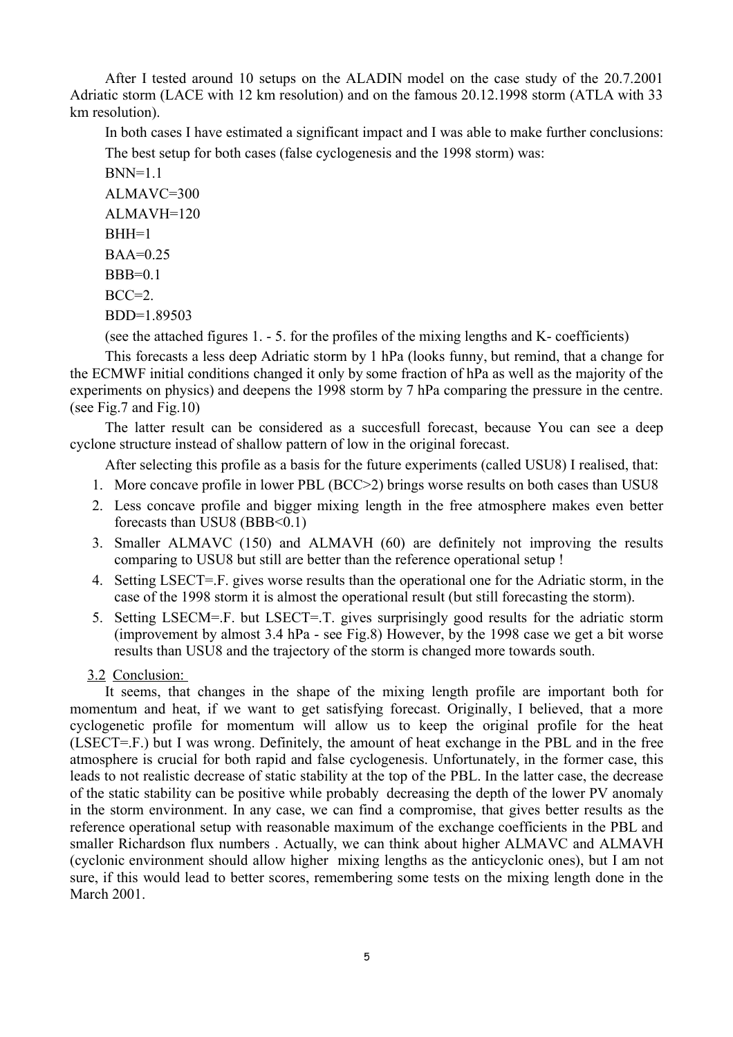After I tested around 10 setups on the ALADIN model on the case study of the 20.7.2001 Adriatic storm (LACE with 12 km resolution) and on the famous 20.12.1998 storm (ATLA with 33 km resolution).

In both cases I have estimated a significant impact and I was able to make further conclusions:

The best setup for both cases (false cyclogenesis and the 1998 storm) was:

BNN=1.1

ALMAVC=300

ALMAVH=120

BHH=1

BAA=0.25

BBB=0.1

BCC=2.

BDD=1.89503

(see the attached figures 1. - 5. for the profiles of the mixing lengths and K- coefficients)

This forecasts a less deep Adriatic storm by 1 hPa (looks funny, but remind, that a change for the ECMWF initial conditions changed it only by some fraction of hPa as well as the majority of the experiments on physics) and deepens the 1998 storm by 7 hPa comparing the pressure in the centre. (see Fig.7 and Fig.10)

The latter result can be considered as a succesfull forecast, because You can see a deep cyclone structure instead of shallow pattern of low in the original forecast.

After selecting this profile as a basis for the future experiments (called USU8) I realised, that:

1. More concave profile in lower PBL (BCC>2) brings worse results on both cases than USU8
2. Less concave profile and bigger mixing length in the free atmosphere makes even better forecasts than USU8 (BBB<0.1)
3. Smaller ALMAVC (150) and ALMAVH (60) are definitely not improving the results comparing to USU8 but still are better than the reference operational setup !
4. Setting LSECT=.F. gives worse results than the operational one for the Adriatic storm, in the case of the 1998 storm it is almost the operational result (but still forecasting the storm).
5. Setting LSECM=.F. but LSECT=.T. gives surprisingly good results for the adriatic storm (improvement by almost 3.4 hPa - see Fig.8) However, by the 1998 case we get a bit worse results than USU8 and the trajectory of the storm is changed more towards south.

### 3.2 Conclusion:

It seems, that changes in the shape of the mixing length profile are important both for momentum and heat, if we want to get satisfying forecast. Originally, I believed, that a more cyclogenetic profile for momentum will allow us to keep the original profile for the heat (LSECT=.F.) but I was wrong. Definitely, the amount of heat exchange in the PBL and in the free atmosphere is crucial for both rapid and false cyclogenesis. Unfortunately, in the former case, this leads to not realistic decrease of static stability at the top of the PBL. In the latter case, the decrease of the static stability can be positive while probably decreasing the depth of the lower PV anomaly in the storm environment. In any case, we can find a compromise, that gives better results as the reference operational setup with reasonable maximum of the exchange coefficients in the PBL and smaller Richardson flux numbers . Actually, we can think about higher ALMAVC and ALMAVH (cyclonic environment should allow higher mixing lengths as the anticyclonic ones), but I am not sure, if this would lead to better scores, remembering some tests on the mixing length done in the March 2001.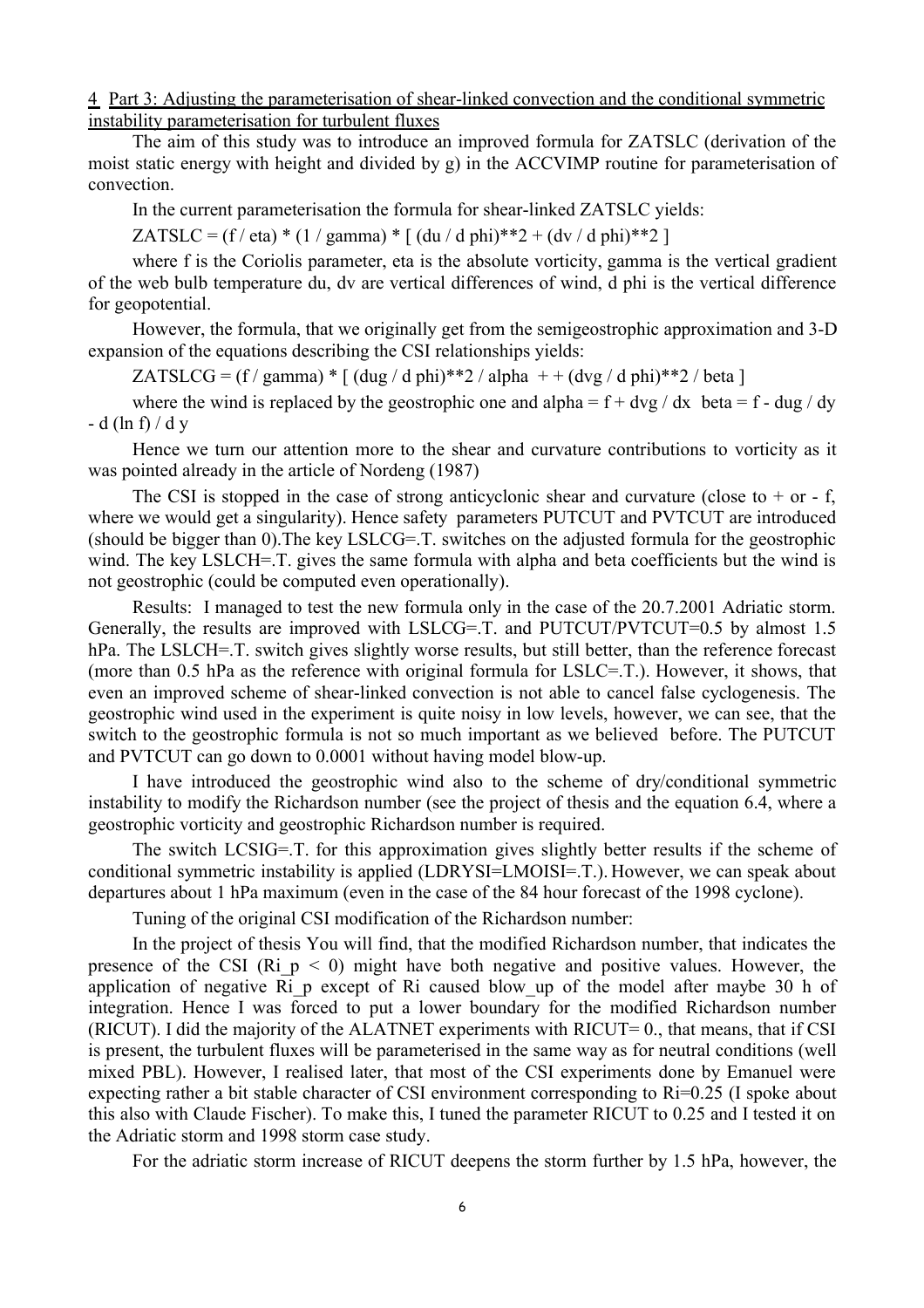## 4 Part 3: Adjusting the parameterisation of shear-linked convection and the conditional symmetric instability parameterisation for turbulent fluxes

The aim of this study was to introduce an improved formula for ZATSLC (derivation of the moist static energy with height and divided by g) in the ACCVIMP routine for parameterisation of convection.

In the current parameterisation the formula for shear-linked ZATSLC yields:

ZATSLC = (f / eta) * (1 / gamma) * [ (du / d phi)**2 + (dv / d phi)**2 ]

where f is the Coriolis parameter, eta is the absolute vorticity, gamma is the vertical gradient of the web bulb temperature du, dv are vertical differences of wind, d phi is the vertical difference for geopotential.

However, the formula, that we originally get from the semigeostrophic approximation and 3-D expansion of the equations describing the CSI relationships yields:

ZATSLCG = (f / gamma) * [ (dug / d phi)**2 / alpha + + (dvg / d phi)**2 / beta ]

where the wind is replaced by the geostrophic one and alpha = f + dvg / dx beta = f - dug / dy - d (ln f) / d y

Hence we turn our attention more to the shear and curvature contributions to vorticity as it was pointed already in the article of Nordeng (1987)

The CSI is stopped in the case of strong anticyclonic shear and curvature (close to + or - f, where we would get a singularity). Hence safety parameters PUTCUT and PVTCUT are introduced (should be bigger than 0).The key LSLCG=.T. switches on the adjusted formula for the geostrophic wind. The key LSLCH=.T. gives the same formula with alpha and beta coefficients but the wind is not geostrophic (could be computed even operationally).

Results: I managed to test the new formula only in the case of the 20.7.2001 Adriatic storm. Generally, the results are improved with LSLCG=.T. and PUTCUT/PVTCUT=0.5 by almost 1.5 hPa. The LSLCH=.T. switch gives slightly worse results, but still better, than the reference forecast (more than 0.5 hPa as the reference with original formula for LSLC=.T.). However, it shows, that even an improved scheme of shear-linked convection is not able to cancel false cyclogenesis. The geostrophic wind used in the experiment is quite noisy in low levels, however, we can see, that the switch to the geostrophic formula is not so much important as we believed before. The PUTCUT and PVTCUT can go down to 0.0001 without having model blow-up.

I have introduced the geostrophic wind also to the scheme of dry/conditional symmetric instability to modify the Richardson number (see the project of thesis and the equation 6.4, where a geostrophic vorticity and geostrophic Richardson number is required.

The switch LCSIG=.T. for this approximation gives slightly better results if the scheme of conditional symmetric instability is applied (LDRYSI=LMOISI=.T.). However, we can speak about departures about 1 hPa maximum (even in the case of the 84 hour forecast of the 1998 cyclone).

Tuning of the original CSI modification of the Richardson number:

In the project of thesis You will find, that the modified Richardson number, that indicates the presence of the CSI ($Ri_p < 0$) might have both negative and positive values. However, the application of negative $Ri_p$ except of Ri caused blow_up of the model after maybe 30 h of integration. Hence I was forced to put a lower boundary for the modified Richardson number (RICUT). I did the majority of the ALATNET experiments with RICUT= 0., that means, that if CSI is present, the turbulent fluxes will be parameterised in the same way as for neutral conditions (well mixed PBL). However, I realised later, that most of the CSI experiments done by Emanuel were expecting rather a bit stable character of CSI environment corresponding to Ri=0.25 (I spoke about this also with Claude Fischer). To make this, I tuned the parameter RICUT to 0.25 and I tested it on the Adriatic storm and 1998 storm case study.

For the adriatic storm increase of RICUT deepens the storm further by 1.5 hPa, however, the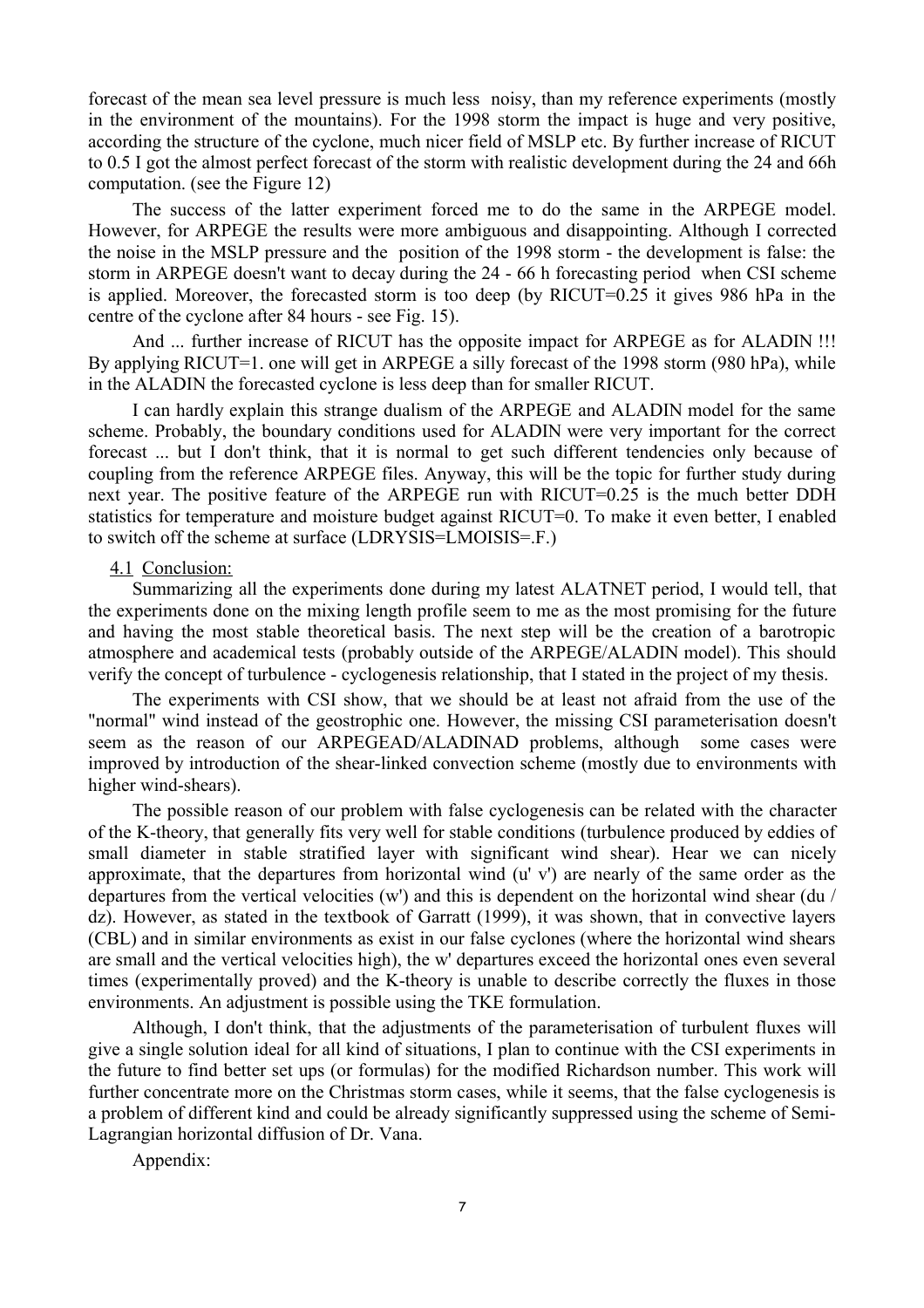forecast of the mean sea level pressure is much less noisy, than my reference experiments (mostly in the environment of the mountains). For the 1998 storm the impact is huge and very positive, according the structure of the cyclone, much nicer field of MSLP etc. By further increase of RICUT to 0.5 I got the almost perfect forecast of the storm with realistic development during the 24 and 66h computation. (see the Figure 12)

The success of the latter experiment forced me to do the same in the ARPEGE model. However, for ARPEGE the results were more ambiguous and disappointing. Although I corrected the noise in the MSLP pressure and the position of the 1998 storm - the development is false: the storm in ARPEGE doesn't want to decay during the 24 - 66 h forecasting period when CSI scheme is applied. Moreover, the forecasted storm is too deep (by RICUT=0.25 it gives 986 hPa in the centre of the cyclone after 84 hours - see Fig. 15).

And ... further increase of RICUT has the opposite impact for ARPEGE as for ALADIN !!! By applying RICUT=1. one will get in ARPEGE a silly forecast of the 1998 storm (980 hPa), while in the ALADIN the forecasted cyclone is less deep than for smaller RICUT.

I can hardly explain this strange dualism of the ARPEGE and ALADIN model for the same scheme. Probably, the boundary conditions used for ALADIN were very important for the correct forecast ... but I don't think, that it is normal to get such different tendencies only because of coupling from the reference ARPEGE files. Anyway, this will be the topic for further study during next year. The positive feature of the ARPEGE run with RICUT=0.25 is the much better DDH statistics for temperature and moisture budget against RICUT=0. To make it even better, I enabled to switch off the scheme at surface (LDRYSIS=LMOISIS=.F.)

### 4.1 Conclusion:

Summarizing all the experiments done during my latest ALATNET period, I would tell, that the experiments done on the mixing length profile seem to me as the most promising for the future and having the most stable theoretical basis. The next step will be the creation of a barotropic atmosphere and academical tests (probably outside of the ARPEGE/ALADIN model). This should verify the concept of turbulence - cyclogenesis relationship, that I stated in the project of my thesis.

The experiments with CSI show, that we should be at least not afraid from the use of the "normal" wind instead of the geostrophic one. However, the missing CSI parameterisation doesn't seem as the reason of our ARPEGEAD/ALADINAD problems, although some cases were improved by introduction of the shear-linked convection scheme (mostly due to environments with higher wind-shears).

The possible reason of our problem with false cyclogenesis can be related with the character of the K-theory, that generally fits very well for stable conditions (turbulence produced by eddies of small diameter in stable stratified layer with significant wind shear). Hear we can nicely approximate, that the departures from horizontal wind (u' v') are nearly of the same order as the departures from the vertical velocities (w') and this is dependent on the horizontal wind shear (du / dz). However, as stated in the textbook of Garratt (1999), it was shown, that in convective layers (CBL) and in similar environments as exist in our false cyclones (where the horizontal wind shears are small and the vertical velocities high), the w' departures exceed the horizontal ones even several times (experimentally proved) and the K-theory is unable to describe correctly the fluxes in those environments. An adjustment is possible using the TKE formulation.

Although, I don't think, that the adjustments of the parameterisation of turbulent fluxes will give a single solution ideal for all kind of situations, I plan to continue with the CSI experiments in the future to find better set ups (or formulas) for the modified Richardson number. This work will further concentrate more on the Christmas storm cases, while it seems, that the false cyclogenesis is a problem of different kind and could be already significantly suppressed using the scheme of Semi-Lagrangian horizontal diffusion of Dr. Vana.

Appendix: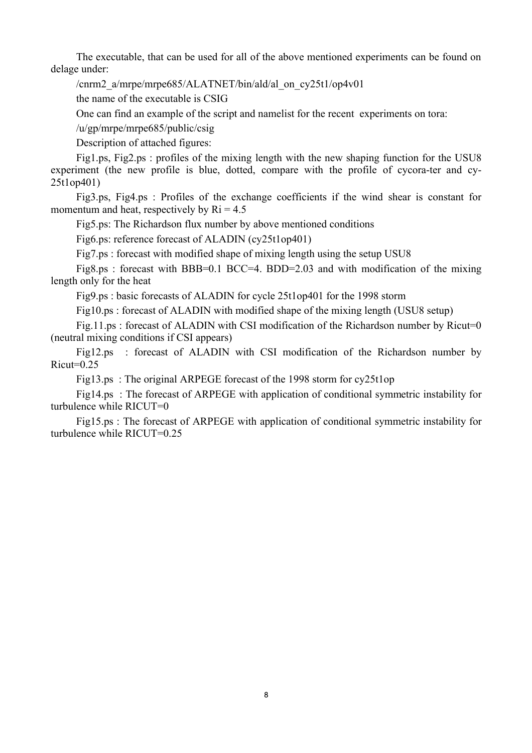The executable, that can be used for all of the above mentioned experiments can be found on delage under:

/cnrm2_a/mrpe/mrpe685/ALATNET/bin/ald/al_on_cy25t1/op4v01

the name of the executable is CSIG

One can find an example of the script and namelist for the recent experiments on tora:

/u/gp/mrpe/mrpe685/public/csig

Description of attached figures:

Fig1.ps, Fig2.ps : profiles of the mixing length with the new shaping function for the USU8 experiment (the new profile is blue, dotted, compare with the profile of cycora-ter and cy-25t1op401)

Fig3.ps, Fig4.ps : Profiles of the exchange coefficients if the wind shear is constant for momentum and heat, respectively by Ri = 4.5

Fig5.ps: The Richardson flux number by above mentioned conditions

Fig6.ps: reference forecast of ALADIN (cy25t1op401)

Fig7.ps : forecast with modified shape of mixing length using the setup USU8

Fig8.ps : forecast with BBB=0.1 BCC=4. BDD=2.03 and with modification of the mixing length only for the heat

Fig9.ps : basic forecasts of ALADIN for cycle 25t1op401 for the 1998 storm

Fig10.ps : forecast of ALADIN with modified shape of the mixing length (USU8 setup)

Fig.11.ps : forecast of ALADIN with CSI modification of the Richardson number by Ricut=0 (neutral mixing conditions if CSI appears)

Fig12.ps : forecast of ALADIN with CSI modification of the Richardson number by Ricut=0.25

Fig13.ps : The original ARPEGE forecast of the 1998 storm for cy25t1op

Fig14.ps : The forecast of ARPEGE with application of conditional symmetric instability for turbulence while RICUT=0

Fig15.ps : The forecast of ARPEGE with application of conditional symmetric instability for turbulence while RICUT=0.25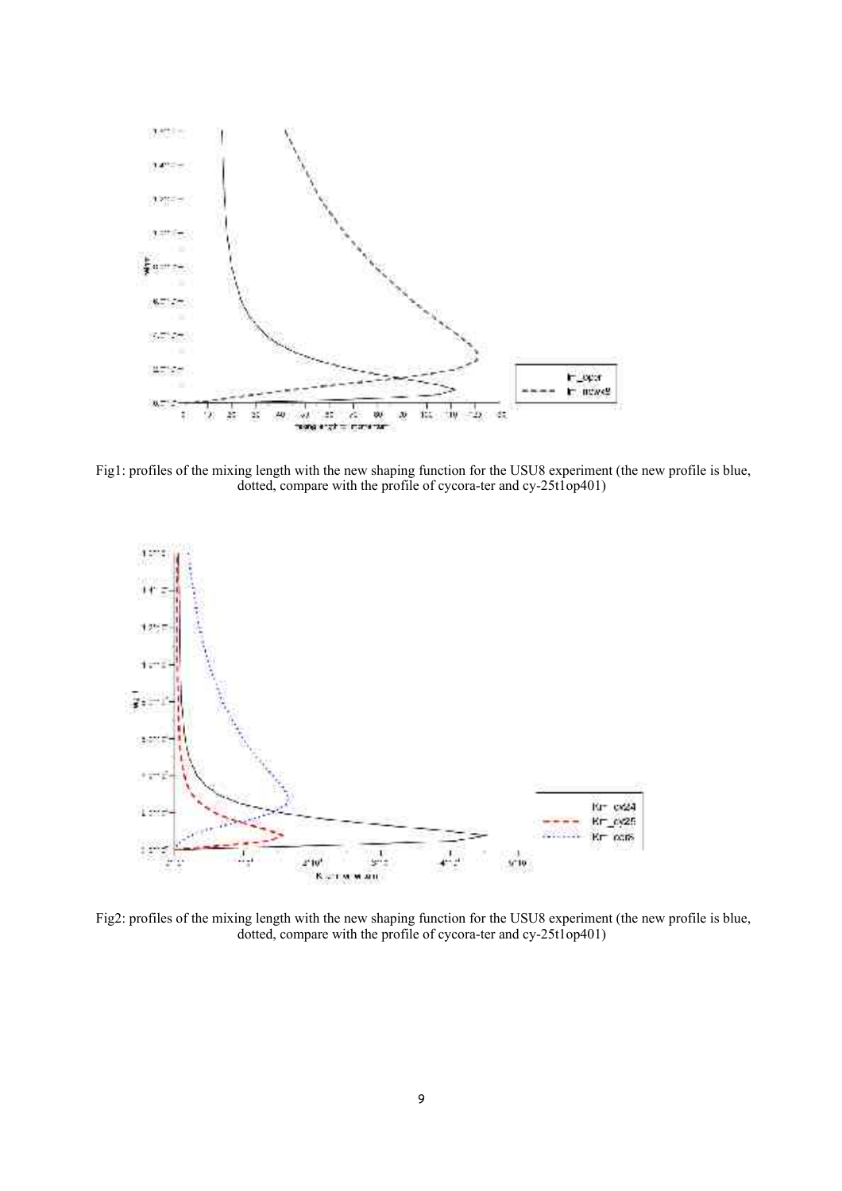Fig1: profiles of the mixing length with the new shaping function for the USU8 experiment (the new profile is blue, dotted, compare with the profile of cycora-ter and cy-25t1op401)

Fig2: profiles of the mixing length with the new shaping function for the USU8 experiment (the new profile is blue, dotted, compare with the profile of cycora-ter and cy-25t1op401)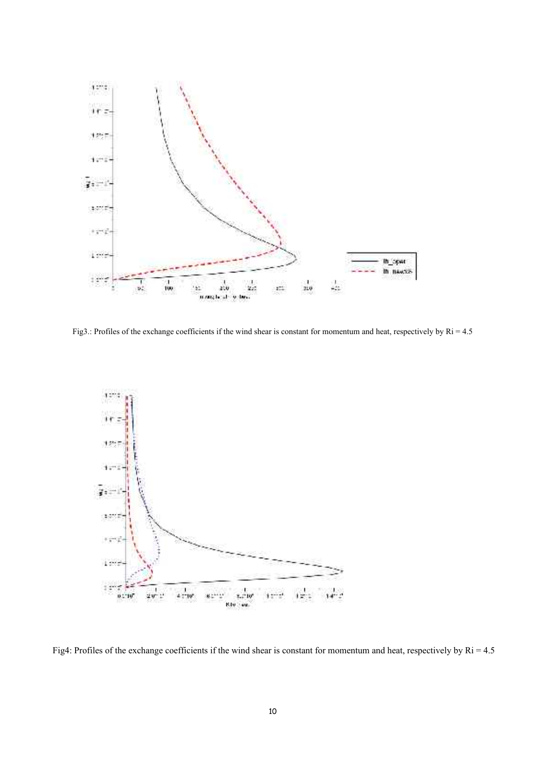Fig3.: Profiles of the exchange coefficients if the wind shear is constant for momentum and heat, respectively by Ri = 4.5

Fig4: Profiles of the exchange coefficients if the wind shear is constant for momentum and heat, respectively by Ri = 4.5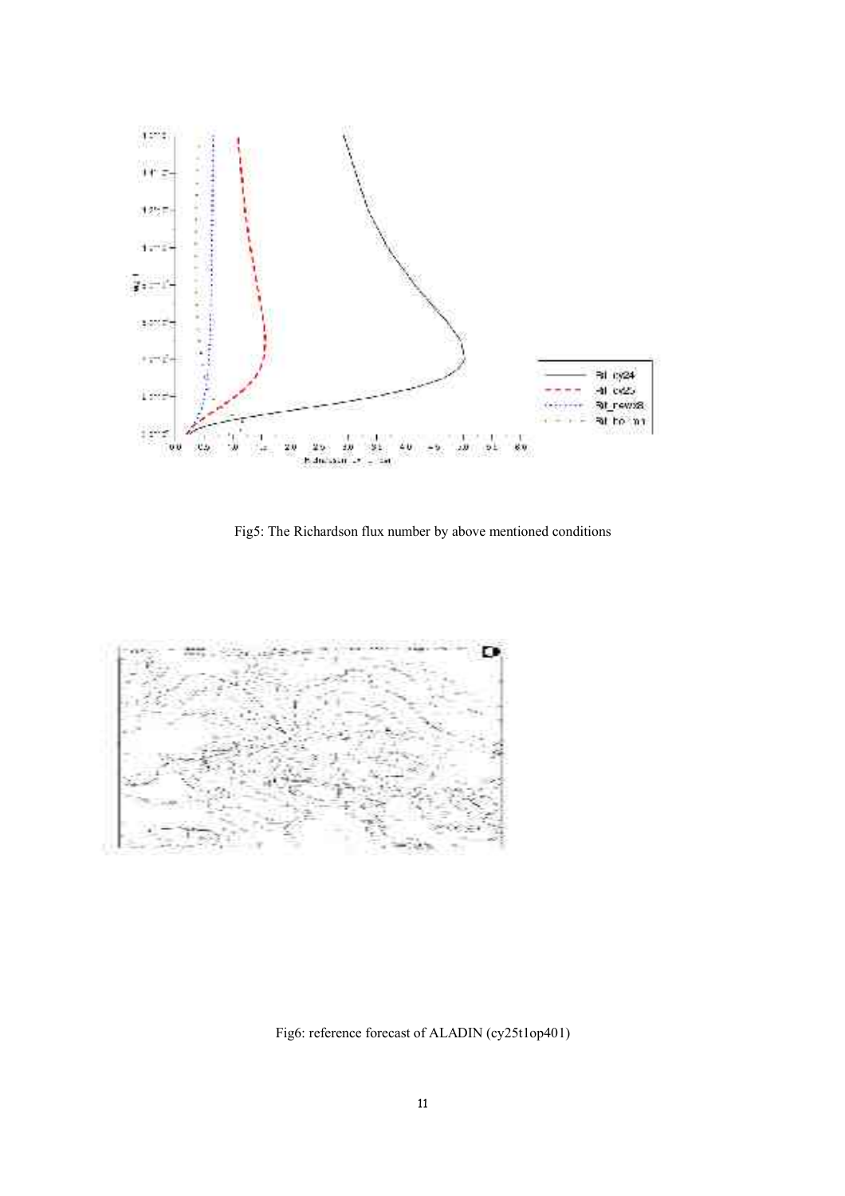Fig5: The Richardson flux number by above mentioned conditions

Fig6: reference forecast of ALADIN (cy25t1op401)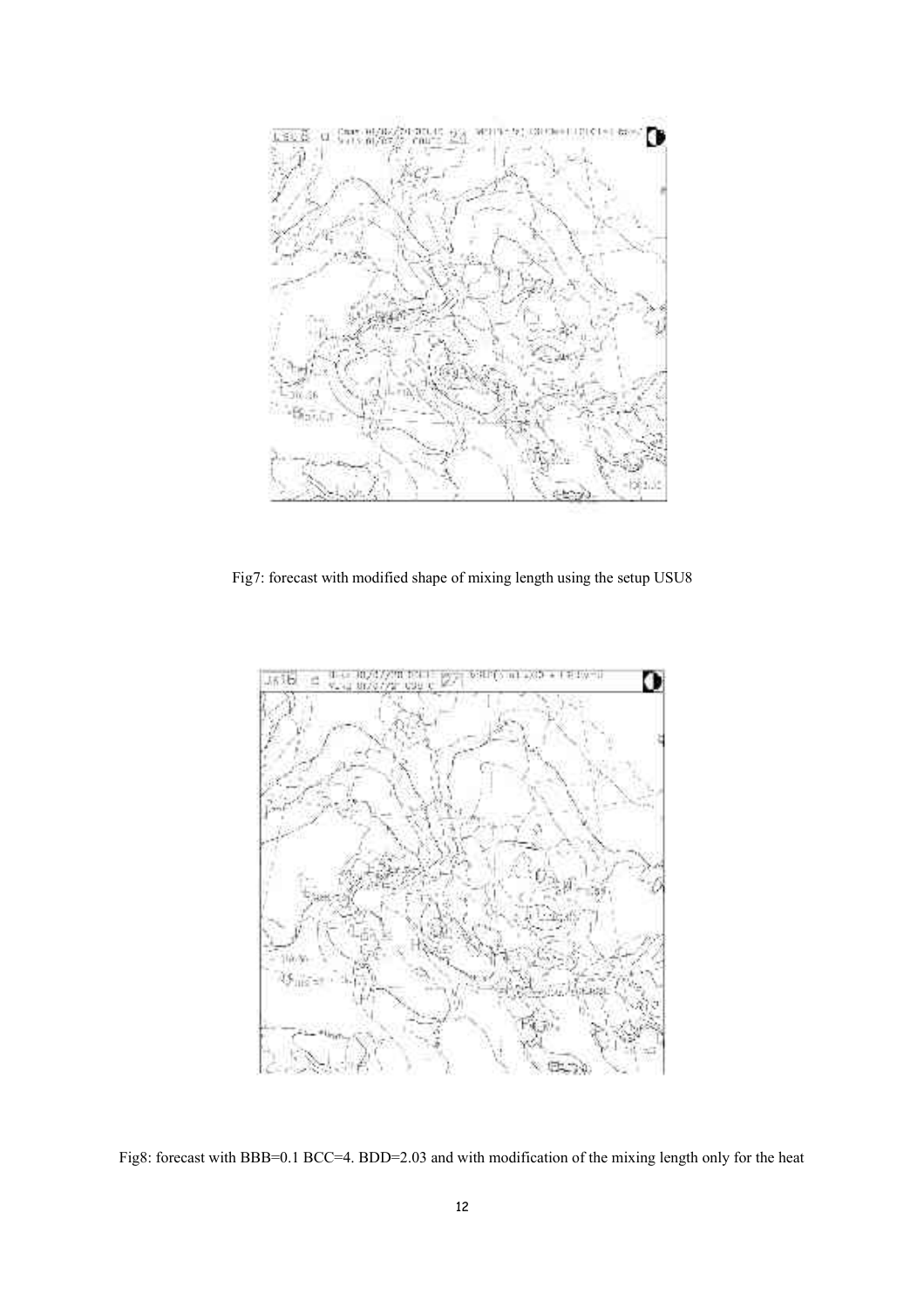Fig7: forecast with modified shape of mixing length using the setup USU8

Fig8: forecast with BBB=0.1 BCC=4. BDD=2.03 and with modification of the mixing length only for the heat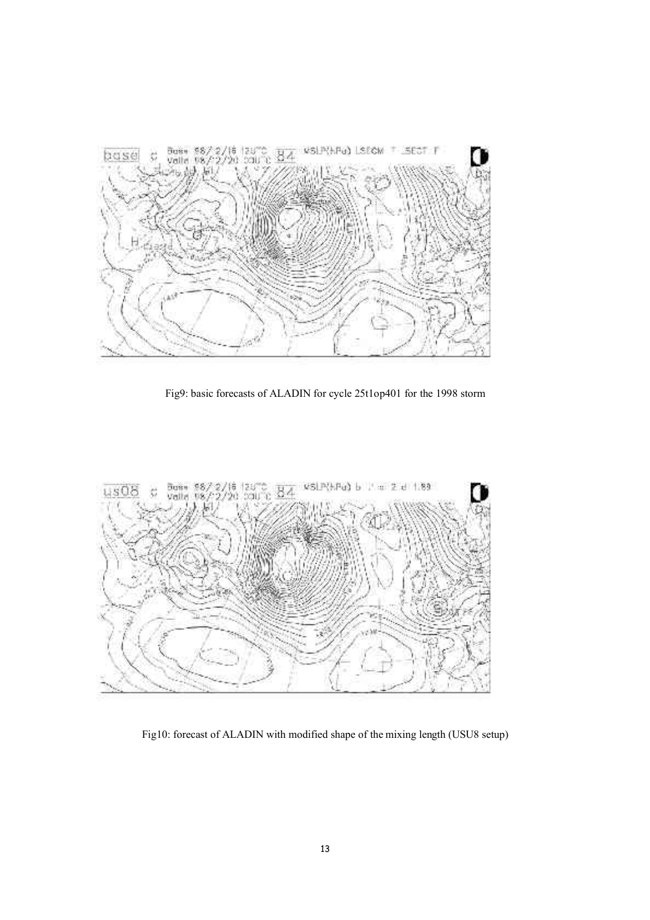Fig9: basic forecasts of ALADIN for cycle 25t1op401 for the 1998 storm

Fig10: forecast of ALADIN with modified shape of the mixing length (USU8 setup)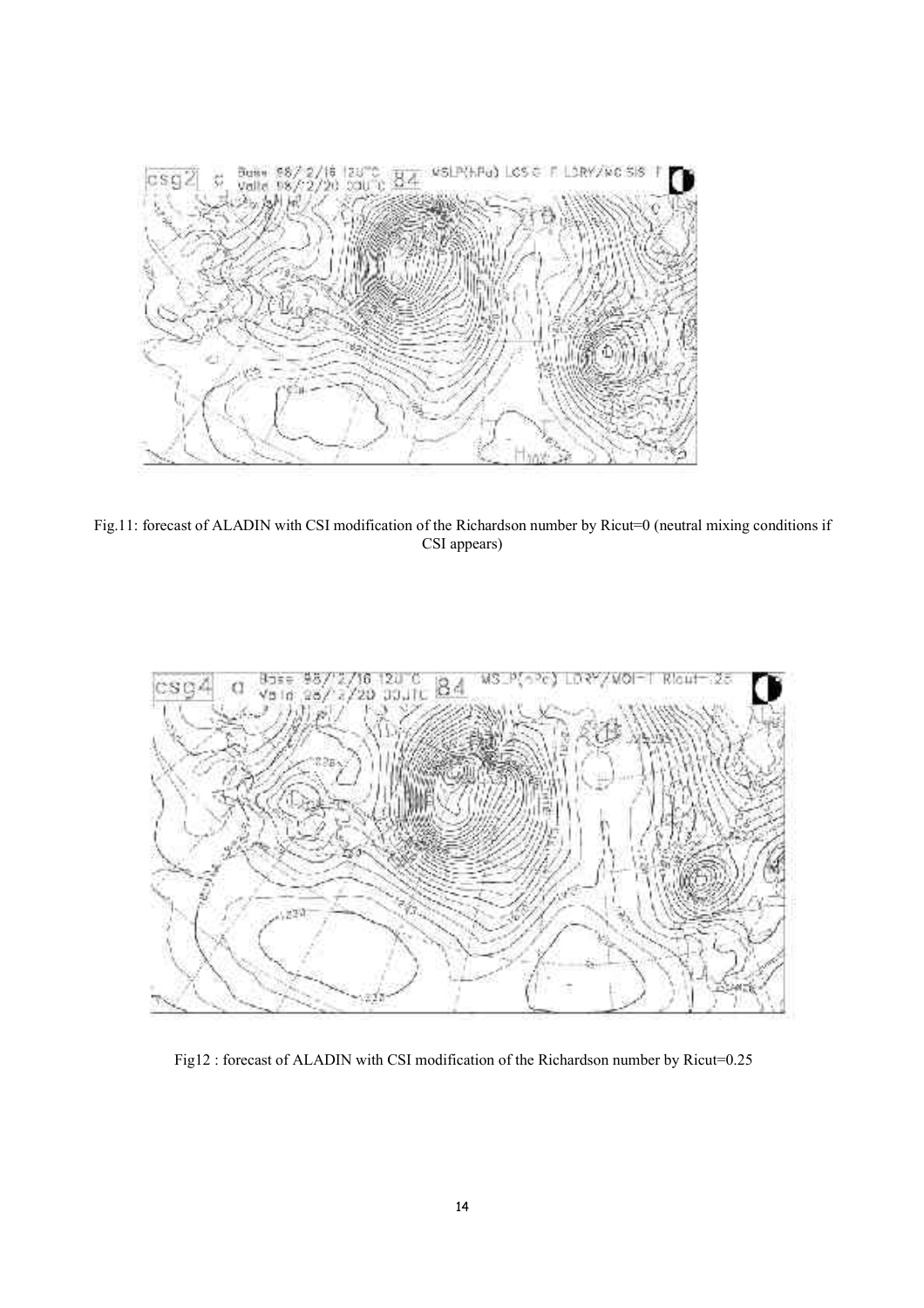Fig.11: forecast of ALADIN with CSI modification of the Richardson number by Ricut=0 (neutral mixing conditions if CSI appears)

Fig12 : forecast of ALADIN with CSI modification of the Richardson number by Ricut=0.25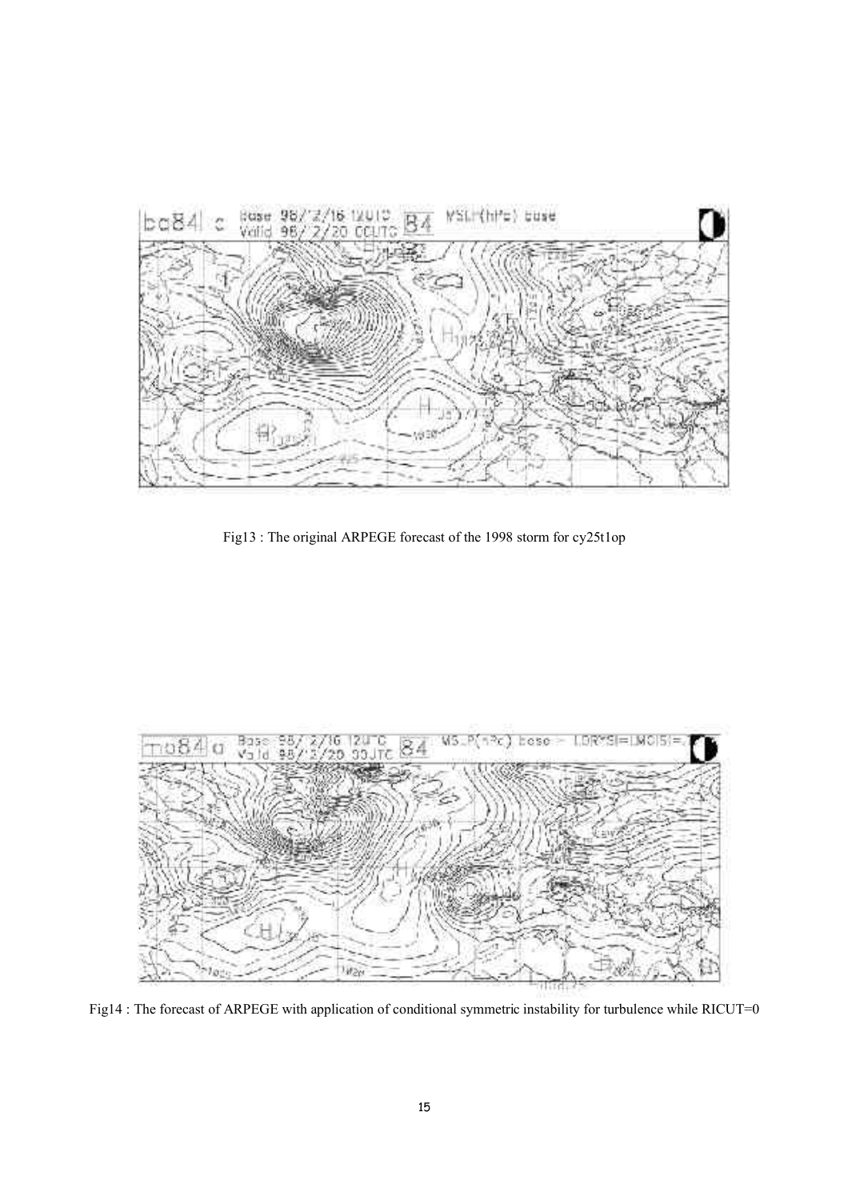Fig13 : The original ARPEGE forecast of the 1998 storm for cy25t1op

Fig14 : The forecast of ARPEGE with application of conditional symmetric instability for turbulence while RICUT=0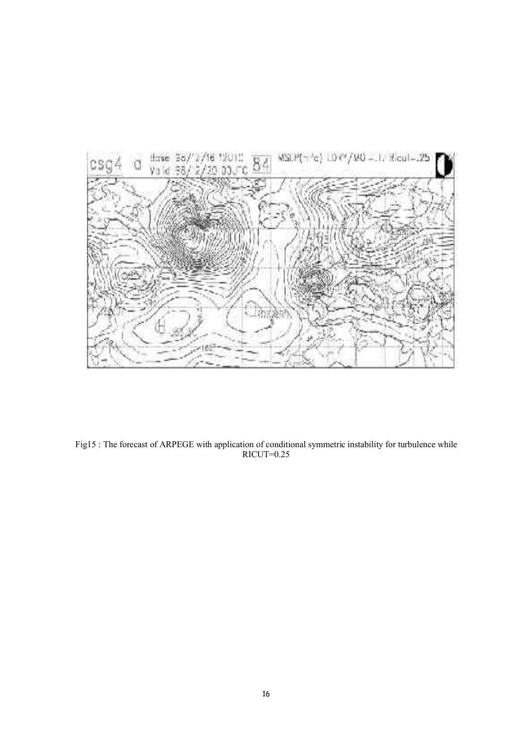Fig15 : The forecast of ARPEGE with application of conditional symmetric instability for turbulence while RICUT=0.25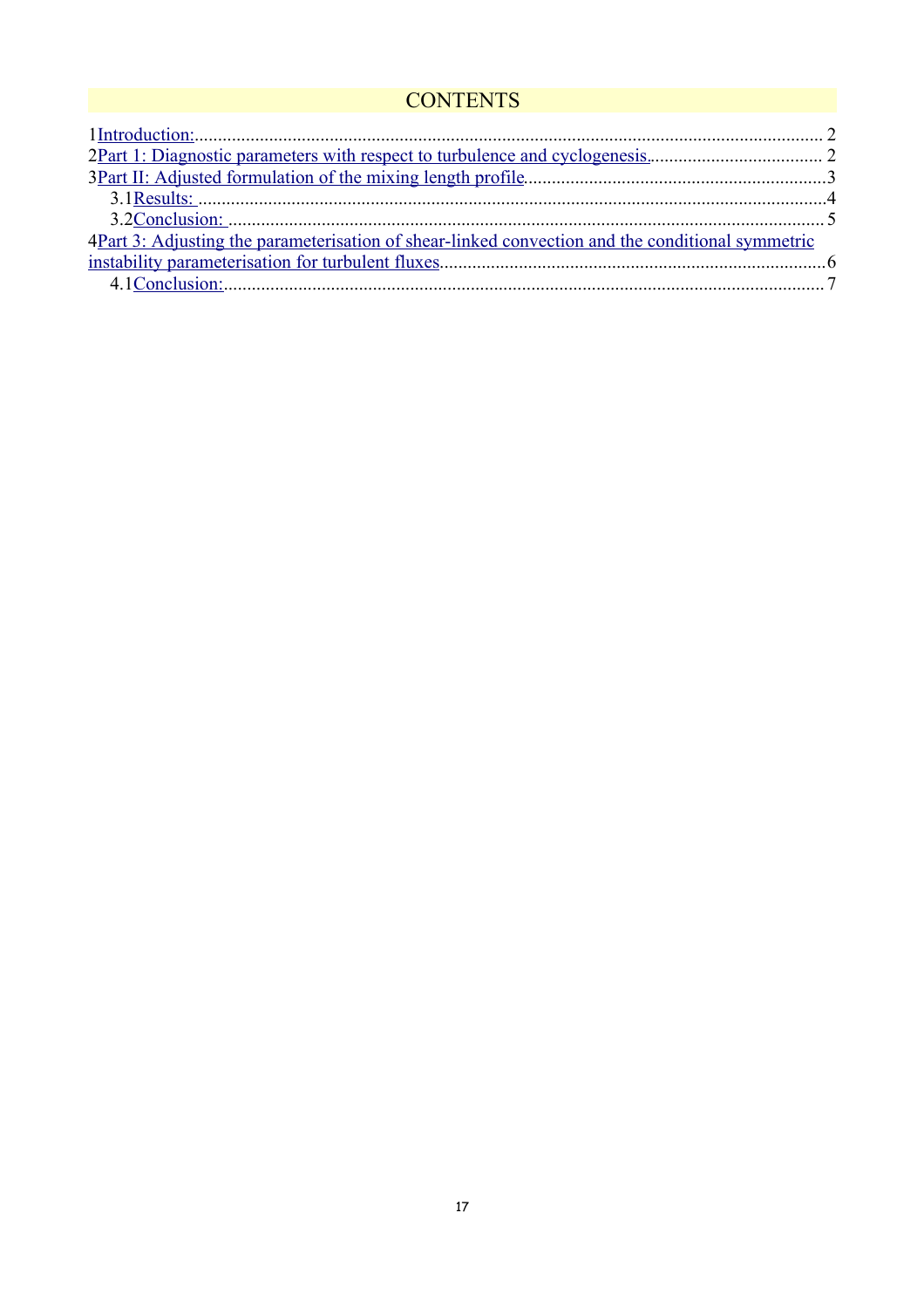# CONTENTS

1 Introduction: ..................................................................................................................... 2
2 Part 1: Diagnostic parameters with respect to turbulence and cyclogenesis. ..................................... 2
3 Part II: Adjusted formulation of the mixing length profile ................................................................. 3
    3.1 Results: ...................................................................................................................... 4
    3.2 Conclusion: ............................................................................................................... 5
4 Part 3: Adjusting the parameterisation of shear-linked convection and the conditional symmetric instability parameterisation for turbulent fluxes .................................................................................. 6
    4.1 Conclusion: ................................................................................................................ 7